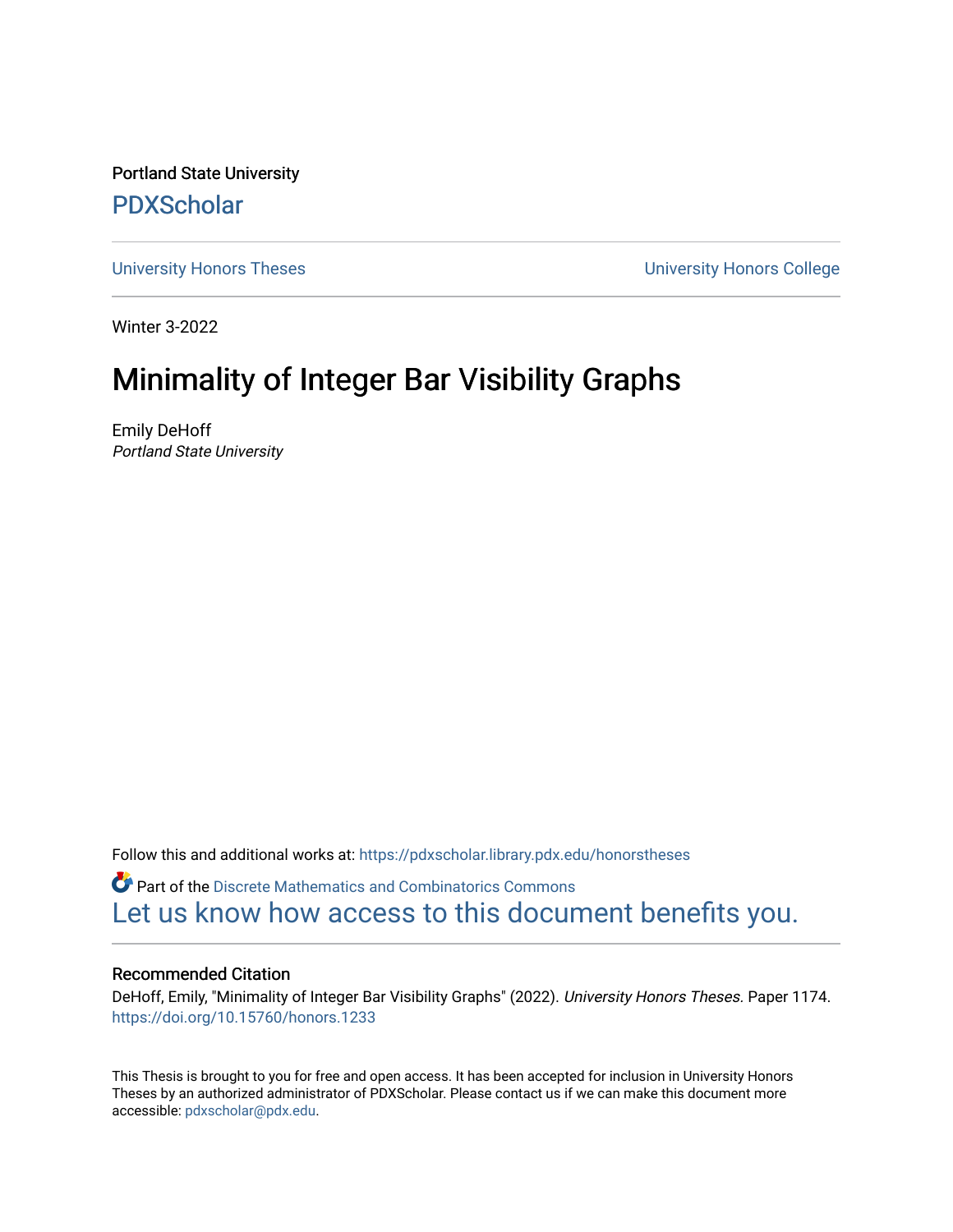Portland State University

PDXScholar

University Honors Theses

University Honors College

Winter 3-2022

# Minimality of Integer Bar Visibility Graphs

Emily DeHoff
*Portland State University*

Follow this and additional works at: https://pdxscholar.library.pdx.edu/honorstheses

Part of the Discrete Mathematics and Combinatorics Commons

Let us know how access to this document benefits you.

## Recommended Citation

DeHoff, Emily, "Minimality of Integer Bar Visibility Graphs" (2022). *University Honors Theses.* Paper 1174.
https://doi.org/10.15760/honors.1233

This Thesis is brought to you for free and open access. It has been accepted for inclusion in University Honors Theses by an authorized administrator of PDXScholar. Please contact us if we can make this document more accessible: pdxscholar@pdx.edu.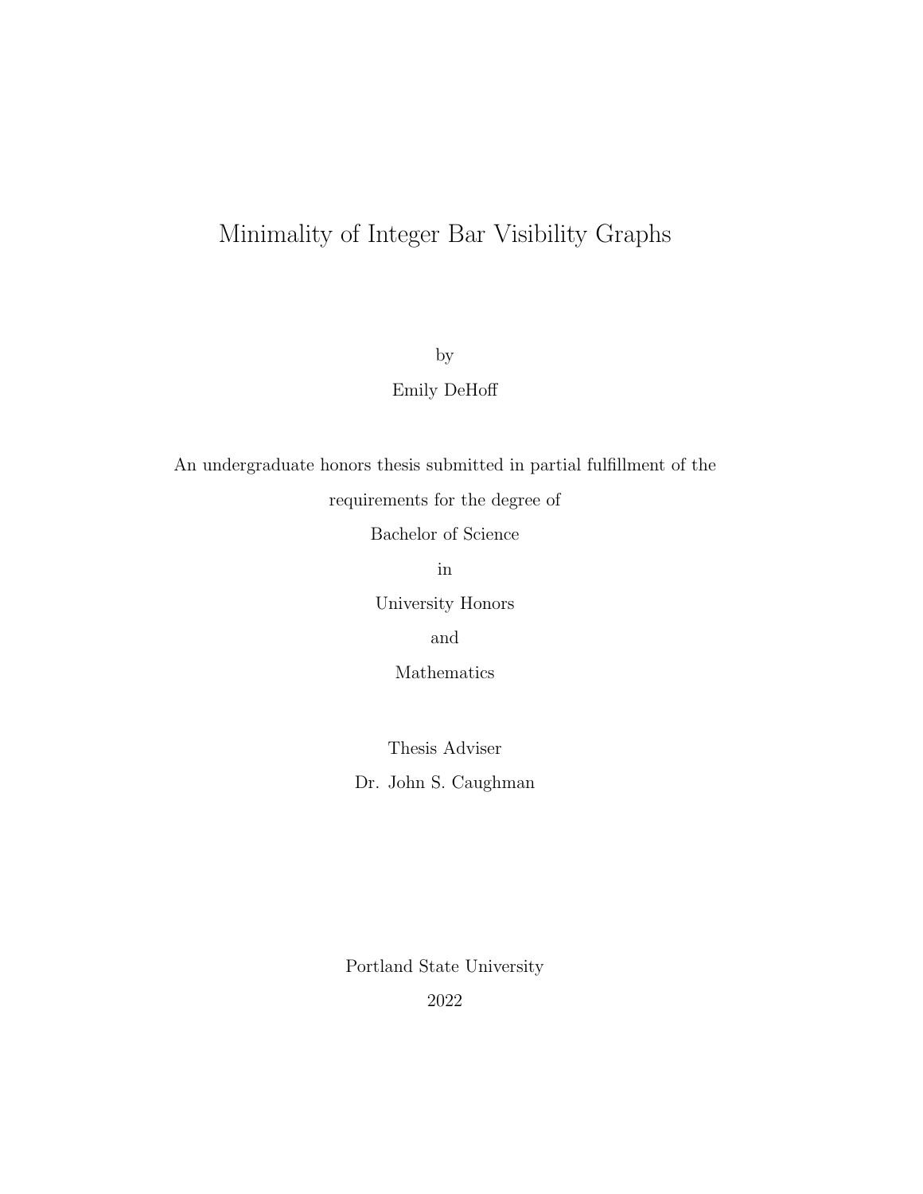# Minimality of Integer Bar Visibility Graphs

by

Emily DeHoff

An undergraduate honors thesis submitted in partial fulfillment of the requirements for the degree of

Bachelor of Science

in

University Honors

and

Mathematics

Thesis Adviser

Dr. John S. Caughman

Portland State University

2022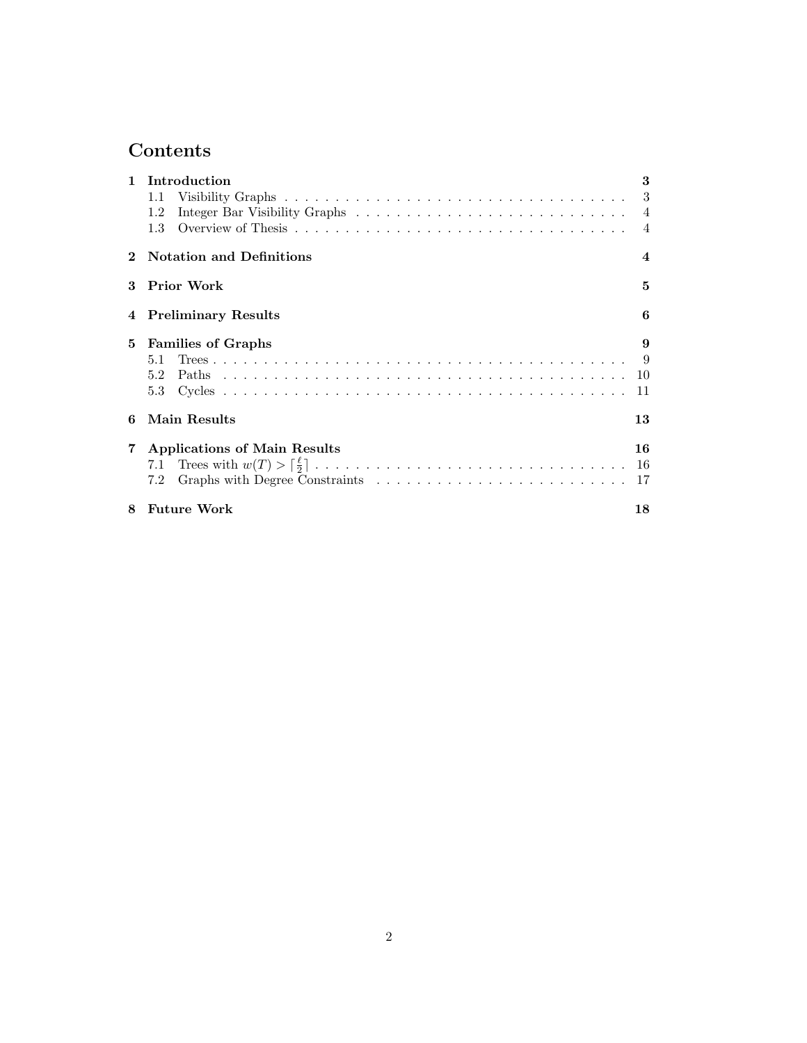# Contents

1 **Introduction** 3
- 1.1 Visibility Graphs 3
- 1.2 Integer Bar Visibility Graphs 4
- 1.3 Overview of Thesis 4

2 **Notation and Definitions** 4

3 **Prior Work** 5

4 **Preliminary Results** 6

5 **Families of Graphs** 9
- 5.1 Trees 9
- 5.2 Paths 10
- 5.3 Cycles 11

6 **Main Results** 13

7 **Applications of Main Results** 16
- 7.1 Trees with $w(T) > \lceil \frac{\ell}{2} \rceil$ 16
- 7.2 Graphs with Degree Constraints 17

8 **Future Work** 18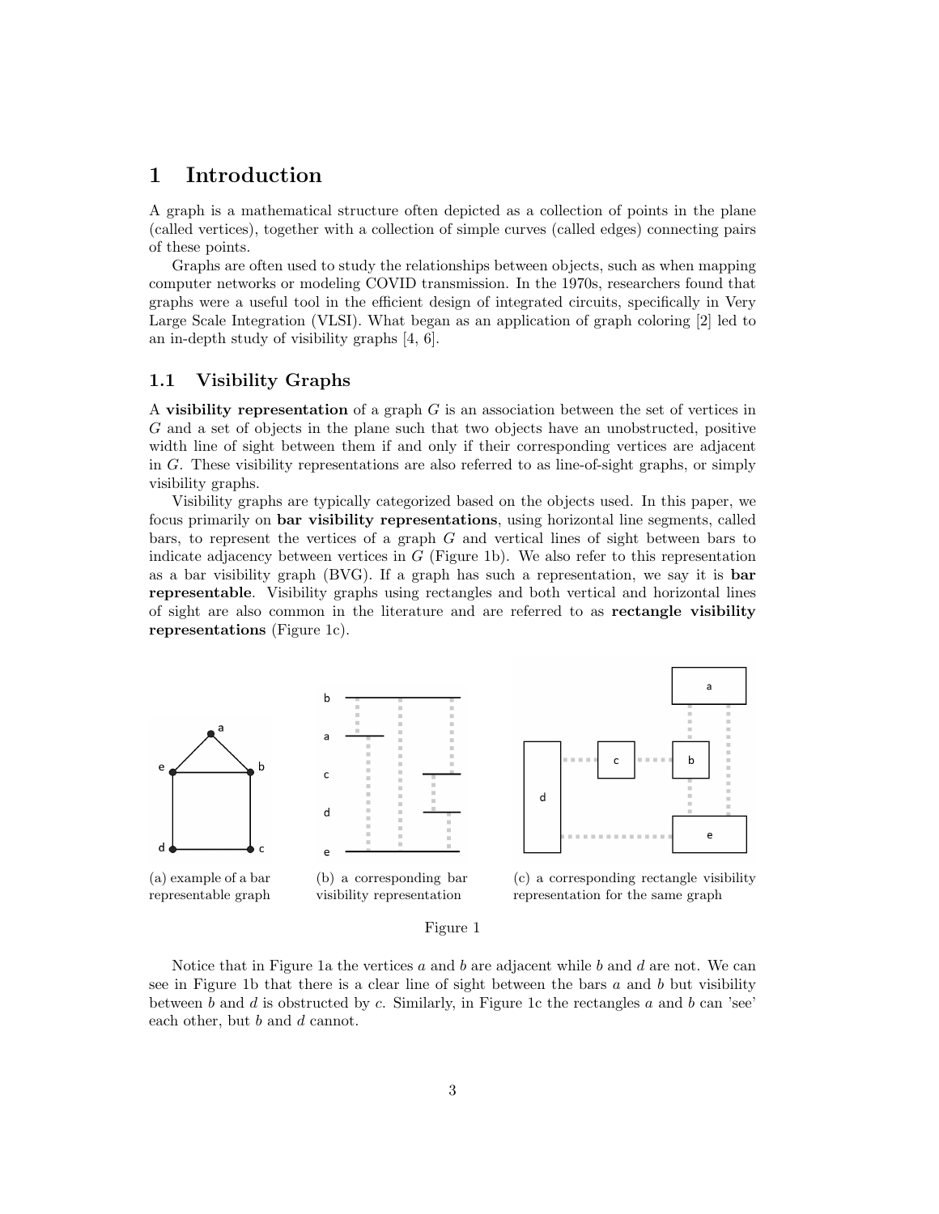# 1 Introduction

A graph is a mathematical structure often depicted as a collection of points in the plane (called vertices), together with a collection of simple curves (called edges) connecting pairs of these points.

Graphs are often used to study the relationships between objects, such as when mapping computer networks or modeling COVID transmission. In the 1970s, researchers found that graphs were a useful tool in the efficient design of integrated circuits, specifically in Very Large Scale Integration (VLSI). What began as an application of graph coloring [2] led to an in-depth study of visibility graphs [4, 6].

## 1.1 Visibility Graphs

A **visibility representation** of a graph $G$ is an association between the set of vertices in $G$ and a set of objects in the plane such that two objects have an unobstructed, positive width line of sight between them if and only if their corresponding vertices are adjacent in $G$. These visibility representations are also referred to as line-of-sight graphs, or simply visibility graphs.

Visibility graphs are typically categorized based on the objects used. In this paper, we focus primarily on **bar visibility representations**, using horizontal line segments, called bars, to represent the vertices of a graph $G$ and vertical lines of sight between bars to indicate adjacency between vertices in $G$ (Figure 1b). We also refer to this representation as a bar visibility graph (BVG). If a graph has such a representation, we say it is **bar representable**. Visibility graphs using rectangles and both vertical and horizontal lines of sight are also common in the literature and are referred to as **rectangle visibility representations** (Figure 1c).

(a) example of a bar representable graph

(b) a corresponding bar visibility representation

(c) a corresponding rectangle visibility representation for the same graph

Figure 1

Notice that in Figure 1a the vertices $a$ and $b$ are adjacent while $b$ and $d$ are not. We can see in Figure 1b that there is a clear line of sight between the bars $a$ and $b$ but visibility between $b$ and $d$ is obstructed by $c$. Similarly, in Figure 1c the rectangles $a$ and $b$ can 'see' each other, but $b$ and $d$ cannot.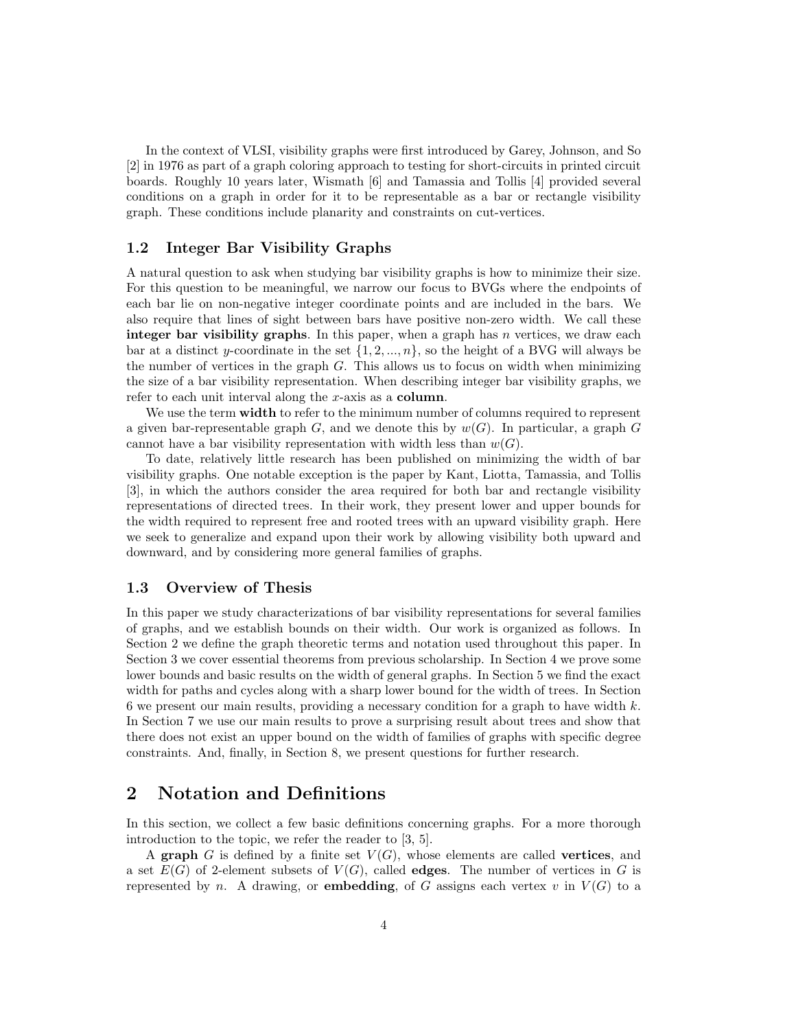In the context of VLSI, visibility graphs were first introduced by Garey, Johnson, and So [2] in 1976 as part of a graph coloring approach to testing for short-circuits in printed circuit boards. Roughly 10 years later, Wismath [6] and Tamassia and Tollis [4] provided several conditions on a graph in order for it to be representable as a bar or rectangle visibility graph. These conditions include planarity and constraints on cut-vertices.

### 1.2 Integer Bar Visibility Graphs

A natural question to ask when studying bar visibility graphs is how to minimize their size. For this question to be meaningful, we narrow our focus to BVGs where the endpoints of each bar lie on non-negative integer coordinate points and are included in the bars. We also require that lines of sight between bars have positive non-zero width. We call these **integer bar visibility graphs**. In this paper, when a graph has $n$ vertices, we draw each bar at a distinct $y$-coordinate in the set $\{1, 2, ..., n\}$, so the height of a BVG will always be the number of vertices in the graph $G$. This allows us to focus on width when minimizing the size of a bar visibility representation. When describing integer bar visibility graphs, we refer to each unit interval along the $x$-axis as a **column**.

We use the term **width** to refer to the minimum number of columns required to represent a given bar-representable graph $G$, and we denote this by $w(G)$. In particular, a graph $G$ cannot have a bar visibility representation with width less than $w(G)$.

To date, relatively little research has been published on minimizing the width of bar visibility graphs. One notable exception is the paper by Kant, Liotta, Tamassia, and Tollis [3], in which the authors consider the area required for both bar and rectangle visibility representations of directed trees. In their work, they present lower and upper bounds for the width required to represent free and rooted trees with an upward visibility graph. Here we seek to generalize and expand upon their work by allowing visibility both upward and downward, and by considering more general families of graphs.

### 1.3 Overview of Thesis

In this paper we study characterizations of bar visibility representations for several families of graphs, and we establish bounds on their width. Our work is organized as follows. In Section 2 we define the graph theoretic terms and notation used throughout this paper. In Section 3 we cover essential theorems from previous scholarship. In Section 4 we prove some lower bounds and basic results on the width of general graphs. In Section 5 we find the exact width for paths and cycles along with a sharp lower bound for the width of trees. In Section 6 we present our main results, providing a necessary condition for a graph to have width $k$. In Section 7 we use our main results to prove a surprising result about trees and show that there does not exist an upper bound on the width of families of graphs with specific degree constraints. And, finally, in Section 8, we present questions for further research.

## 2 Notation and Definitions

In this section, we collect a few basic definitions concerning graphs. For a more thorough introduction to the topic, we refer the reader to [3, 5].

A **graph** $G$ is defined by a finite set $V(G)$, whose elements are called **vertices**, and a set $E(G)$ of 2-element subsets of $V(G)$, called **edges**. The number of vertices in $G$ is represented by $n$. A drawing, or **embedding**, of $G$ assigns each vertex $v$ in $V(G)$ to a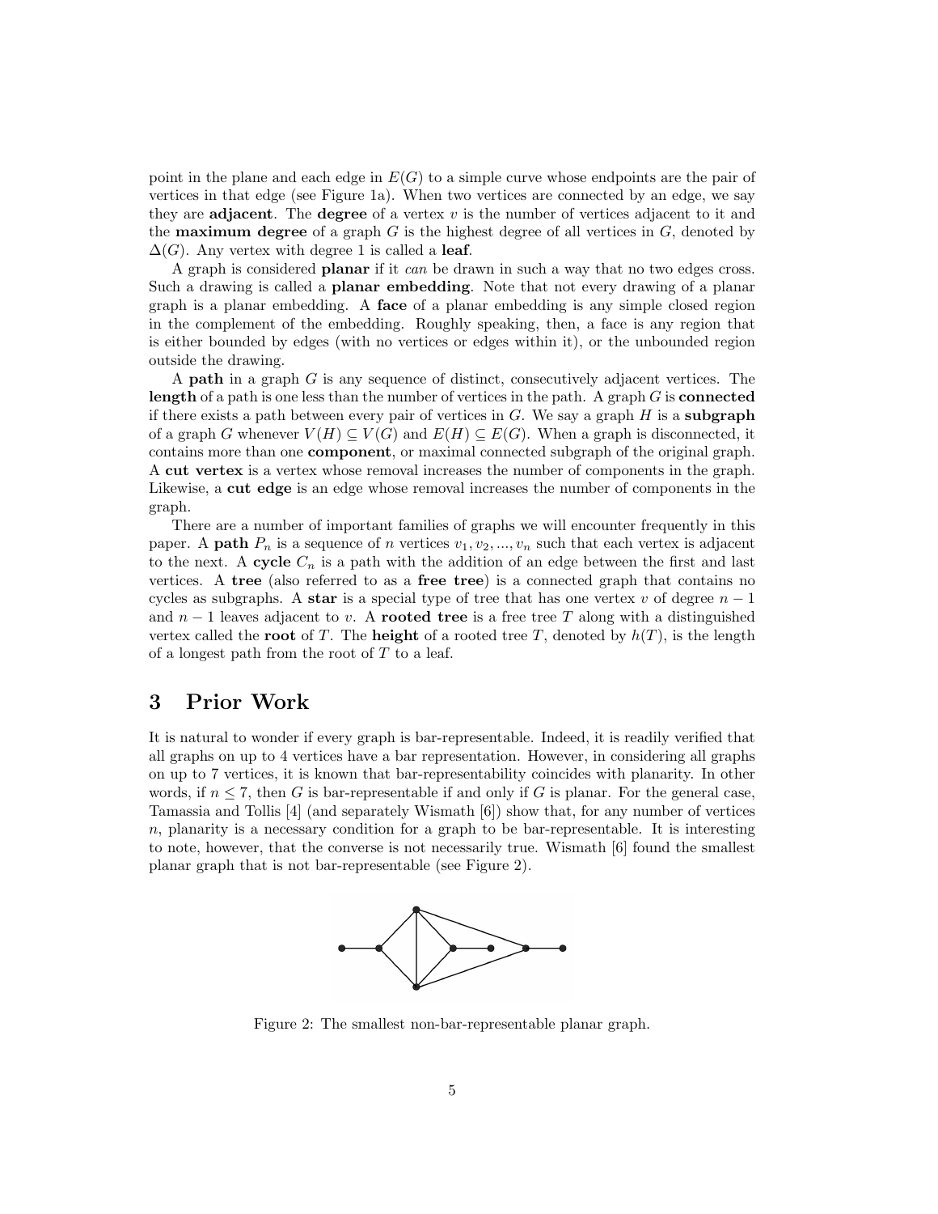point in the plane and each edge in $E(G)$ to a simple curve whose endpoints are the pair of vertices in that edge (see Figure 1a). When two vertices are connected by an edge, we say they are **adjacent**. The **degree** of a vertex $v$ is the number of vertices adjacent to it and the **maximum degree** of a graph $G$ is the highest degree of all vertices in $G$, denoted by $\Delta(G)$. Any vertex with degree 1 is called a **leaf**.

A graph is considered **planar** if it *can* be drawn in such a way that no two edges cross. Such a drawing is called a **planar embedding**. Note that not every drawing of a planar graph is a planar embedding. A **face** of a planar embedding is any simple closed region in the complement of the embedding. Roughly speaking, then, a face is any region that is either bounded by edges (with no vertices or edges within it), or the unbounded region outside the drawing.

A **path** in a graph $G$ is any sequence of distinct, consecutively adjacent vertices. The **length** of a path is one less than the number of vertices in the path. A graph $G$ is **connected** if there exists a path between every pair of vertices in $G$. We say a graph $H$ is a **subgraph** of a graph $G$ whenever $V(H) \subseteq V(G)$ and $E(H) \subseteq E(G)$. When a graph is disconnected, it contains more than one **component**, or maximal connected subgraph of the original graph. A **cut vertex** is a vertex whose removal increases the number of components in the graph. Likewise, a **cut edge** is an edge whose removal increases the number of components in the graph.

There are a number of important families of graphs we will encounter frequently in this paper. A **path** $P_n$ is a sequence of $n$ vertices $v_1, v_2, ..., v_n$ such that each vertex is adjacent to the next. A **cycle** $C_n$ is a path with the addition of an edge between the first and last vertices. A **tree** (also referred to as a **free tree**) is a connected graph that contains no cycles as subgraphs. A **star** is a special type of tree that has one vertex $v$ of degree $n-1$ and $n-1$ leaves adjacent to $v$. A **rooted tree** is a free tree $T$ along with a distinguished vertex called the **root** of $T$. The **height** of a rooted tree $T$, denoted by $h(T)$, is the length of a longest path from the root of $T$ to a leaf.

# 3 Prior Work

It is natural to wonder if every graph is bar-representable. Indeed, it is readily verified that all graphs on up to 4 vertices have a bar representation. However, in considering all graphs on up to 7 vertices, it is known that bar-representability coincides with planarity. In other words, if $n \leq 7$, then $G$ is bar-representable if and only if $G$ is planar. For the general case, Tamassia and Tollis [4] (and separately Wismath [6]) show that, for any number of vertices $n$, planarity is a necessary condition for a graph to be bar-representable. It is interesting to note, however, that the converse is not necessarily true. Wismath [6] found the smallest planar graph that is not bar-representable (see Figure 2).

Figure 2: The smallest non-bar-representable planar graph.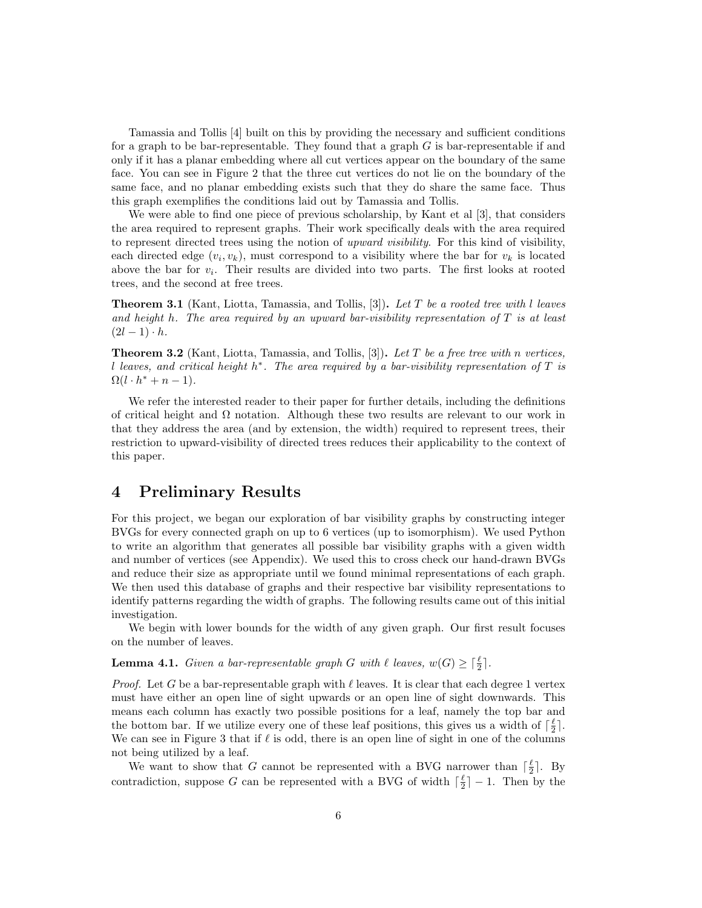Tamassia and Tollis [4] built on this by providing the necessary and sufficient conditions for a graph to be bar-representable. They found that a graph $G$ is bar-representable if and only if it has a planar embedding where all cut vertices appear on the boundary of the same face. You can see in Figure 2 that the three cut vertices do not lie on the boundary of the same face, and no planar embedding exists such that they do share the same face. Thus this graph exemplifies the conditions laid out by Tamassia and Tollis.

We were able to find one piece of previous scholarship, by Kant et al [3], that considers the area required to represent graphs. Their work specifically deals with the area required to represent directed trees using the notion of *upward visibility*. For this kind of visibility, each directed edge $(v_i, v_k)$, must correspond to a visibility where the bar for $v_k$ is located above the bar for $v_i$. Their results are divided into two parts. The first looks at rooted trees, and the second at free trees.

**Theorem 3.1** (Kant, Liotta, Tamassia, and Tollis, [3])**.** *Let $T$ be a rooted tree with $l$ leaves and height $h$. The area required by an upward bar-visibility representation of $T$ is at least $(2l - 1) \cdot h$.*

**Theorem 3.2** (Kant, Liotta, Tamassia, and Tollis, [3])**.** *Let $T$ be a free tree with $n$ vertices, $l$ leaves, and critical height $h^*$. The area required by a bar-visibility representation of $T$ is $\Omega(l \cdot h^* + n - 1)$.*

We refer the interested reader to their paper for further details, including the definitions of critical height and $\Omega$ notation. Although these two results are relevant to our work in that they address the area (and by extension, the width) required to represent trees, their restriction to upward-visibility of directed trees reduces their applicability to the context of this paper.

# 4 Preliminary Results

For this project, we began our exploration of bar visibility graphs by constructing integer BVGs for every connected graph on up to 6 vertices (up to isomorphism). We used Python to write an algorithm that generates all possible bar visibility graphs with a given width and number of vertices (see Appendix). We used this to cross check our hand-drawn BVGs and reduce their size as appropriate until we found minimal representations of each graph. We then used this database of graphs and their respective bar visibility representations to identify patterns regarding the width of graphs. The following results came out of this initial investigation.

We begin with lower bounds for the width of any given graph. Our first result focuses on the number of leaves.

**Lemma 4.1.** *Given a bar-representable graph $G$ with $\ell$ leaves, $w(G) \geq \lceil \frac{\ell}{2} \rceil$.*

*Proof.* Let $G$ be a bar-representable graph with $\ell$ leaves. It is clear that each degree 1 vertex must have either an open line of sight upwards or an open line of sight downwards. This means each column has exactly two possible positions for a leaf, namely the top bar and the bottom bar. If we utilize every one of these leaf positions, this gives us a width of $\lceil \frac{\ell}{2} \rceil$. We can see in Figure 3 that if $\ell$ is odd, there is an open line of sight in one of the columns not being utilized by a leaf.

We want to show that $G$ cannot be represented with a BVG narrower than $\lceil \frac{\ell}{2} \rceil$. By contradiction, suppose $G$ can be represented with a BVG of width $\lceil \frac{\ell}{2} \rceil - 1$. Then by the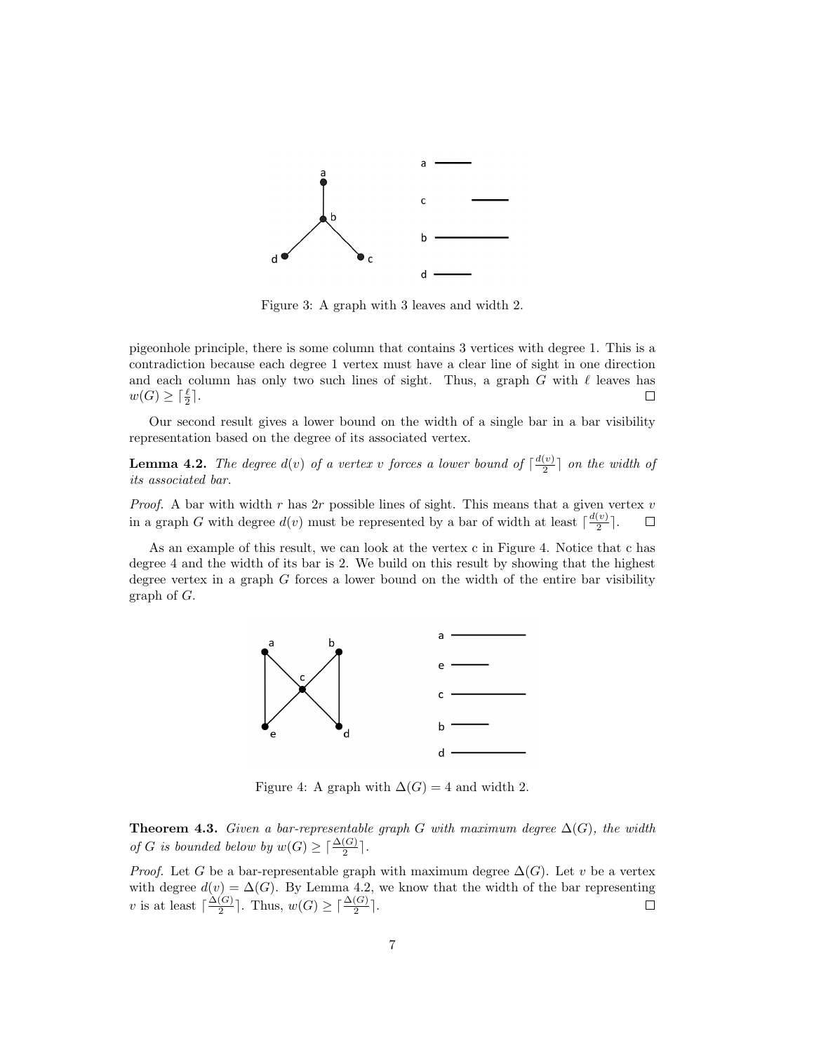Figure 3: A graph with 3 leaves and width 2.

pigeonhole principle, there is some column that contains 3 vertices with degree 1. This is a contradiction because each degree 1 vertex must have a clear line of sight in one direction and each column has only two such lines of sight. Thus, a graph $G$ with $\ell$ leaves has $w(G) \geq \lceil \frac{\ell}{2} \rceil$. □

Our second result gives a lower bound on the width of a single bar in a bar visibility representation based on the degree of its associated vertex.

**Lemma 4.2.** *The degree $d(v)$ of a vertex $v$ forces a lower bound of $\lceil \frac{d(v)}{2} \rceil$ on the width of its associated bar.*

*Proof.* A bar with width $r$ has $2r$ possible lines of sight. This means that a given vertex $v$ in a graph $G$ with degree $d(v)$ must be represented by a bar of width at least $\lceil \frac{d(v)}{2} \rceil$. □

As an example of this result, we can look at the vertex c in Figure 4. Notice that c has degree 4 and the width of its bar is 2. We build on this result by showing that the highest degree vertex in a graph $G$ forces a lower bound on the width of the entire bar visibility graph of $G$.

Figure 4: A graph with $\Delta(G) = 4$ and width 2.

**Theorem 4.3.** *Given a bar-representable graph $G$ with maximum degree $\Delta(G)$, the width of $G$ is bounded below by $w(G) \geq \lceil \frac{\Delta(G)}{2} \rceil$.*

*Proof.* Let $G$ be a bar-representable graph with maximum degree $\Delta(G)$. Let $v$ be a vertex with degree $d(v) = \Delta(G)$. By Lemma 4.2, we know that the width of the bar representing $v$ is at least $\lceil \frac{\Delta(G)}{2} \rceil$. Thus, $w(G) \geq \lceil \frac{\Delta(G)}{2} \rceil$. □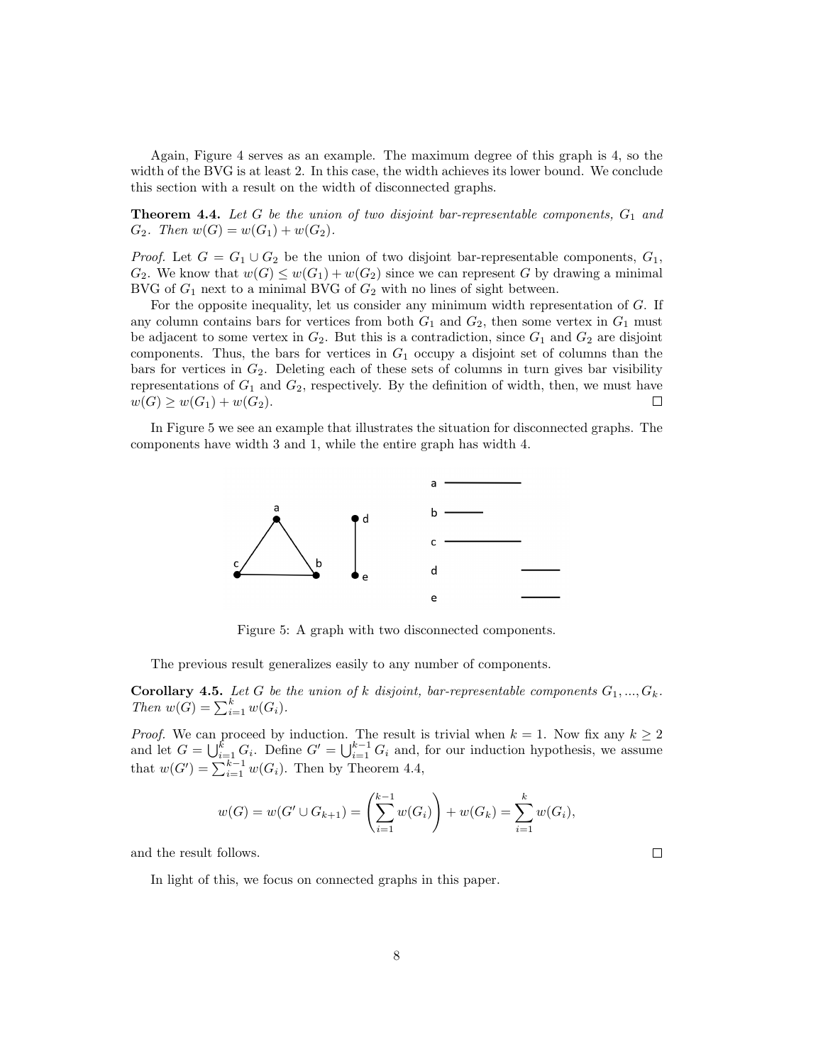Again, Figure 4 serves as an example. The maximum degree of this graph is 4, so the width of the BVG is at least 2. In this case, the width achieves its lower bound. We conclude this section with a result on the width of disconnected graphs.

**Theorem 4.4.** *Let $G$ be the union of two disjoint bar-representable components, $G_1$ and $G_2$. Then $w(G) = w(G_1) + w(G_2)$.*

*Proof.* Let $G = G_1 \cup G_2$ be the union of two disjoint bar-representable components, $G_1$, $G_2$. We know that $w(G) \leq w(G_1) + w(G_2)$ since we can represent $G$ by drawing a minimal BVG of $G_1$ next to a minimal BVG of $G_2$ with no lines of sight between.

For the opposite inequality, let us consider any minimum width representation of $G$. If any column contains bars for vertices from both $G_1$ and $G_2$, then some vertex in $G_1$ must be adjacent to some vertex in $G_2$. But this is a contradiction, since $G_1$ and $G_2$ are disjoint components. Thus, the bars for vertices in $G_1$ occupy a disjoint set of columns than the bars for vertices in $G_2$. Deleting each of these sets of columns in turn gives bar visibility representations of $G_1$ and $G_2$, respectively. By the definition of width, then, we must have $w(G) \geq w(G_1) + w(G_2)$. □

In Figure 5 we see an example that illustrates the situation for disconnected graphs. The components have width 3 and 1, while the entire graph has width 4.

Figure 5: A graph with two disconnected components.

The previous result generalizes easily to any number of components.

**Corollary 4.5.** *Let $G$ be the union of $k$ disjoint, bar-representable components $G_1, ..., G_k$. Then $w(G) = \sum_{i=1}^{k} w(G_i)$.*

*Proof.* We can proceed by induction. The result is trivial when $k = 1$. Now fix any $k \geq 2$ and let $G = \bigcup_{i=1}^{k} G_i$. Define $G' = \bigcup_{i=1}^{k-1} G_i$ and, for our induction hypothesis, we assume that $w(G') = \sum_{i=1}^{k-1} w(G_i)$. Then by Theorem 4.4,

$$w(G) = w(G' \cup G_{k+1}) = \left( \sum_{i=1}^{k-1} w(G_i) \right) + w(G_k) = \sum_{i=1}^{k} w(G_i),$$

and the result follows. □

In light of this, we focus on connected graphs in this paper.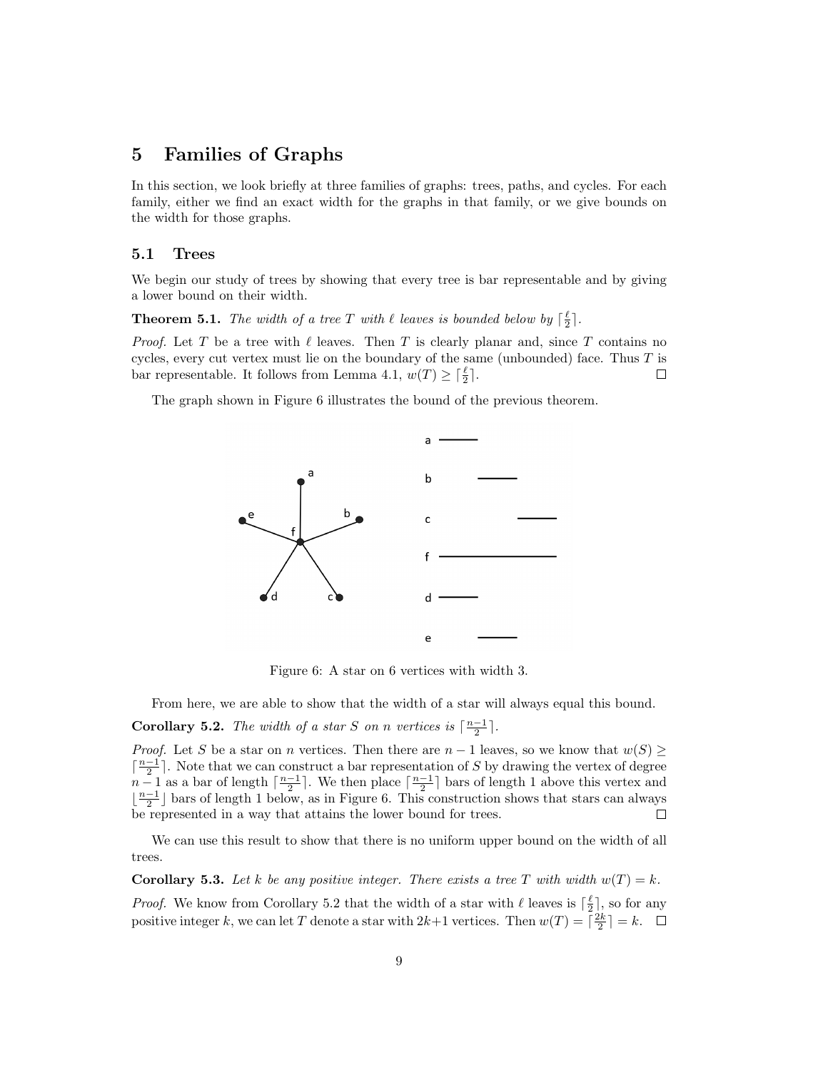# 5 Families of Graphs

In this section, we look briefly at three families of graphs: trees, paths, and cycles. For each family, either we find an exact width for the graphs in that family, or we give bounds on the width for those graphs.

## 5.1 Trees

We begin our study of trees by showing that every tree is bar representable and by giving a lower bound on their width.

**Theorem 5.1.** *The width of a tree $T$ with $\ell$ leaves is bounded below by $\lceil \frac{\ell}{2} \rceil$.*

*Proof.* Let $T$ be a tree with $\ell$ leaves. Then $T$ is clearly planar and, since $T$ contains no cycles, every cut vertex must lie on the boundary of the same (unbounded) face. Thus $T$ is bar representable. It follows from Lemma 4.1, $w(T) \geq \lceil \frac{\ell}{2} \rceil$. □

The graph shown in Figure 6 illustrates the bound of the previous theorem.

Figure 6: A star on 6 vertices with width 3.

From here, we are able to show that the width of a star will always equal this bound.

**Corollary 5.2.** *The width of a star $S$ on $n$ vertices is $\lceil \frac{n-1}{2} \rceil$.*

*Proof.* Let $S$ be a star on $n$ vertices. Then there are $n-1$ leaves, so we know that $w(S) \geq \lceil \frac{n-1}{2} \rceil$. Note that we can construct a bar representation of $S$ by drawing the vertex of degree $n-1$ as a bar of length $\lceil \frac{n-1}{2} \rceil$. We then place $\lceil \frac{n-1}{2} \rceil$ bars of length 1 above this vertex and $\lfloor \frac{n-1}{2} \rfloor$ bars of length 1 below, as in Figure 6. This construction shows that stars can always be represented in a way that attains the lower bound for trees. □

We can use this result to show that there is no uniform upper bound on the width of all trees.

**Corollary 5.3.** *Let $k$ be any positive integer. There exists a tree $T$ with width $w(T) = k$.*

*Proof.* We know from Corollary 5.2 that the width of a star with $\ell$ leaves is $\lceil \frac{\ell}{2} \rceil$, so for any positive integer $k$, we can let $T$ denote a star with $2k+1$ vertices. Then $w(T) = \lceil \frac{2k}{2} \rceil = k$. □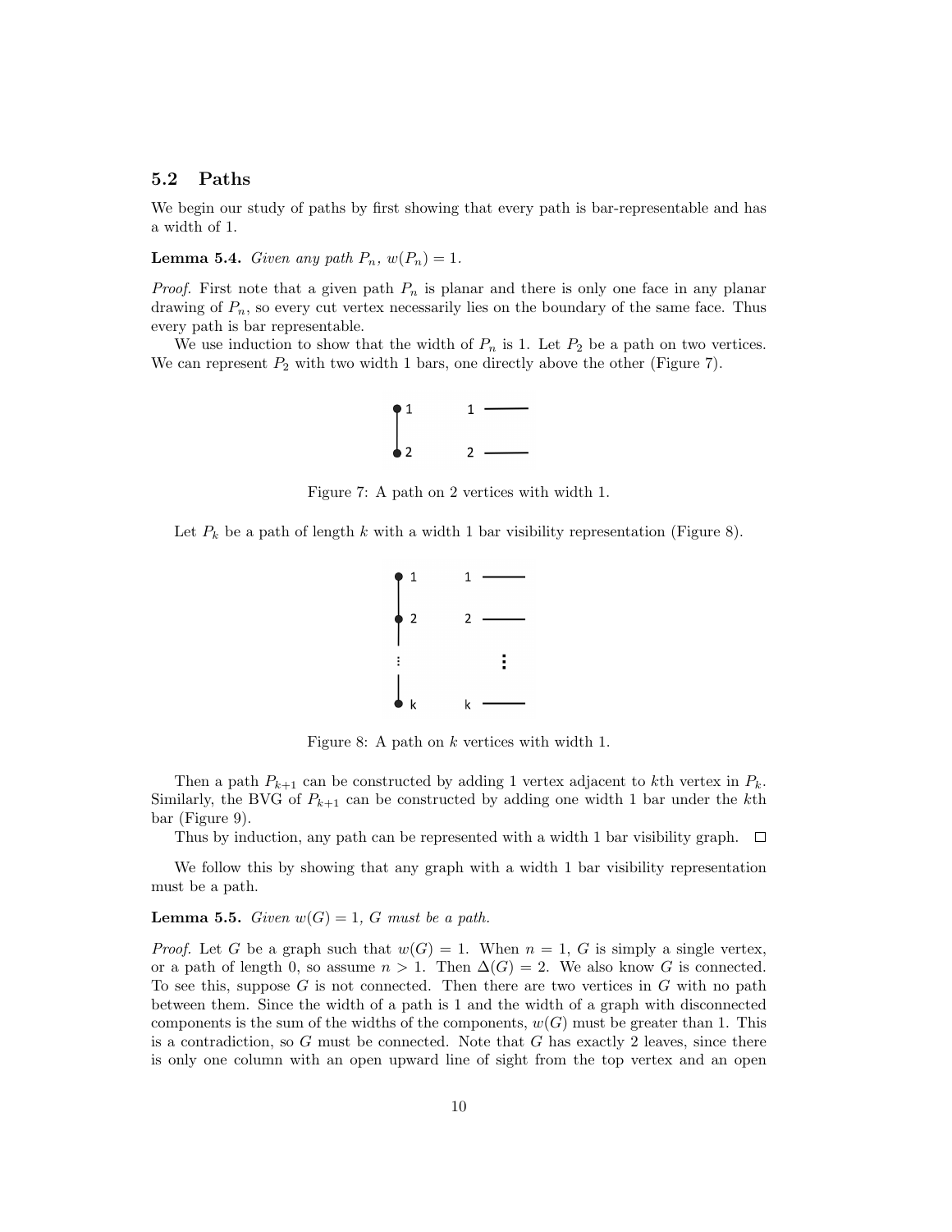## 5.2 Paths

We begin our study of paths by first showing that every path is bar-representable and has a width of 1.

**Lemma 5.4.** *Given any path $P_n$, $w(P_n) = 1$.*

*Proof.* First note that a given path $P_n$ is planar and there is only one face in any planar drawing of $P_n$, so every cut vertex necessarily lies on the boundary of the same face. Thus every path is bar representable.

We use induction to show that the width of $P_n$ is 1. Let $P_2$ be a path on two vertices. We can represent $P_2$ with two width 1 bars, one directly above the other (Figure 7).

Figure 7: A path on 2 vertices with width 1.

Let $P_k$ be a path of length $k$ with a width 1 bar visibility representation (Figure 8).

Figure 8: A path on $k$ vertices with width 1.

Then a path $P_{k+1}$ can be constructed by adding 1 vertex adjacent to $k$th vertex in $P_k$. Similarly, the BVG of $P_{k+1}$ can be constructed by adding one width 1 bar under the $k$th bar (Figure 9).

Thus by induction, any path can be represented with a width 1 bar visibility graph. □

We follow this by showing that any graph with a width 1 bar visibility representation must be a path.

**Lemma 5.5.** *Given $w(G) = 1$, $G$ must be a path.*

*Proof.* Let $G$ be a graph such that $w(G) = 1$. When $n = 1$, $G$ is simply a single vertex, or a path of length 0, so assume $n > 1$. Then $\Delta(G) = 2$. We also know $G$ is connected. To see this, suppose $G$ is not connected. Then there are two vertices in $G$ with no path between them. Since the width of a path is 1 and the width of a graph with disconnected components is the sum of the widths of the components, $w(G)$ must be greater than 1. This is a contradiction, so $G$ must be connected. Note that $G$ has exactly 2 leaves, since there is only one column with an open upward line of sight from the top vertex and an open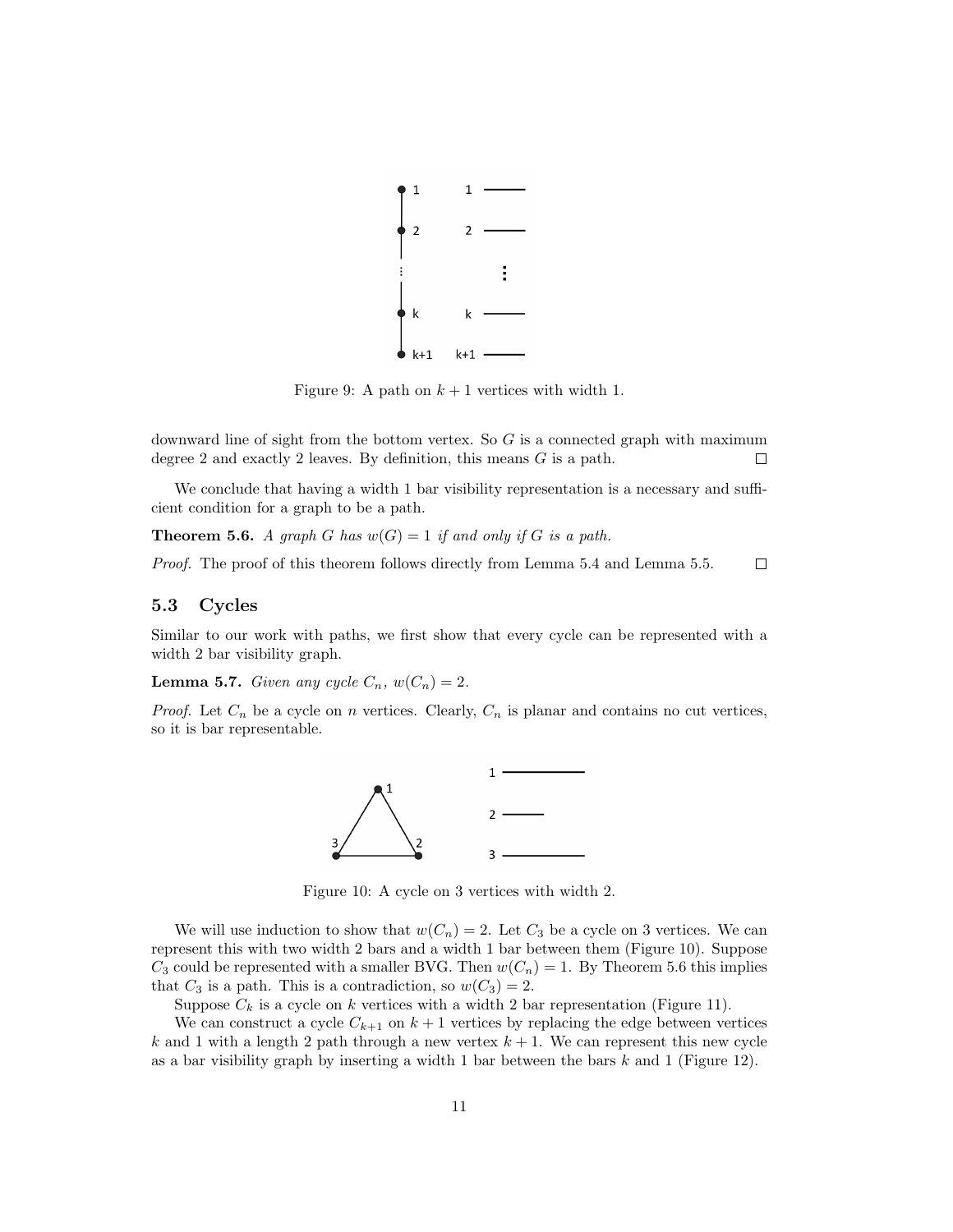Figure 9: A path on $k + 1$ vertices with width 1.

downward line of sight from the bottom vertex. So $G$ is a connected graph with maximum degree 2 and exactly 2 leaves. By definition, this means $G$ is a path. □

We conclude that having a width 1 bar visibility representation is a necessary and sufficient condition for a graph to be a path.

**Theorem 5.6.** *A graph G has $w(G) = 1$ if and only if G is a path.*

*Proof.* The proof of this theorem follows directly from Lemma 5.4 and Lemma 5.5. □

## 5.3 Cycles

Similar to our work with paths, we first show that every cycle can be represented with a width 2 bar visibility graph.

**Lemma 5.7.** *Given any cycle $C_n$, $w(C_n) = 2$.*

*Proof.* Let $C_n$ be a cycle on $n$ vertices. Clearly, $C_n$ is planar and contains no cut vertices, so it is bar representable.

Figure 10: A cycle on 3 vertices with width 2.

We will use induction to show that $w(C_n) = 2$. Let $C_3$ be a cycle on 3 vertices. We can represent this with two width 2 bars and a width 1 bar between them (Figure 10). Suppose $C_3$ could be represented with a smaller BVG. Then $w(C_n) = 1$. By Theorem 5.6 this implies that $C_3$ is a path. This is a contradiction, so $w(C_3) = 2$.

Suppose $C_k$ is a cycle on $k$ vertices with a width 2 bar representation (Figure 11).

We can construct a cycle $C_{k+1}$ on $k + 1$ vertices by replacing the edge between vertices $k$ and 1 with a length 2 path through a new vertex $k + 1$. We can represent this new cycle as a bar visibility graph by inserting a width 1 bar between the bars $k$ and 1 (Figure 12).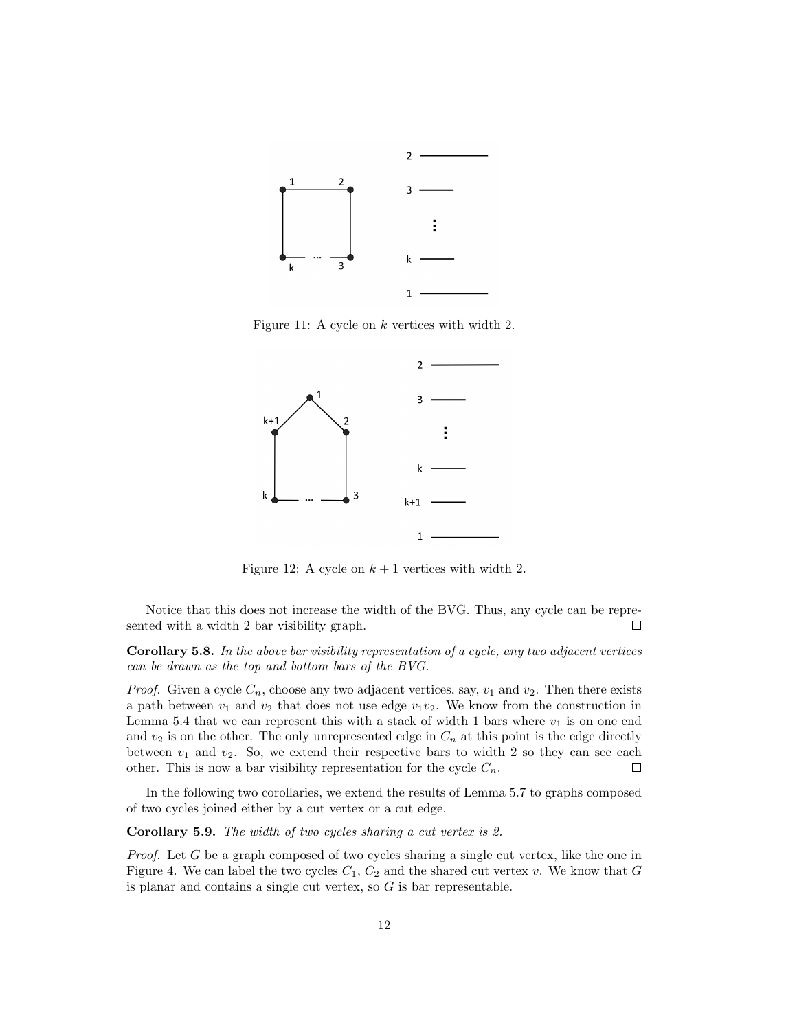Figure 11: A cycle on $k$ vertices with width 2.

Figure 12: A cycle on $k+1$ vertices with width 2.

Notice that this does not increase the width of the BVG. Thus, any cycle can be represented with a width 2 bar visibility graph. □

**Corollary 5.8.** *In the above bar visibility representation of a cycle, any two adjacent vertices can be drawn as the top and bottom bars of the BVG.*

*Proof.* Given a cycle $C_n$, choose any two adjacent vertices, say, $v_1$ and $v_2$. Then there exists a path between $v_1$ and $v_2$ that does not use edge $v_1v_2$. We know from the construction in Lemma 5.4 that we can represent this with a stack of width 1 bars where $v_1$ is on one end and $v_2$ is on the other. The only unrepresented edge in $C_n$ at this point is the edge directly between $v_1$ and $v_2$. So, we extend their respective bars to width 2 so they can see each other. This is now a bar visibility representation for the cycle $C_n$. □

In the following two corollaries, we extend the results of Lemma 5.7 to graphs composed of two cycles joined either by a cut vertex or a cut edge.

**Corollary 5.9.** *The width of two cycles sharing a cut vertex is 2.*

*Proof.* Let $G$ be a graph composed of two cycles sharing a single cut vertex, like the one in Figure 4. We can label the two cycles $C_1$, $C_2$ and the shared cut vertex $v$. We know that $G$ is planar and contains a single cut vertex, so $G$ is bar representable.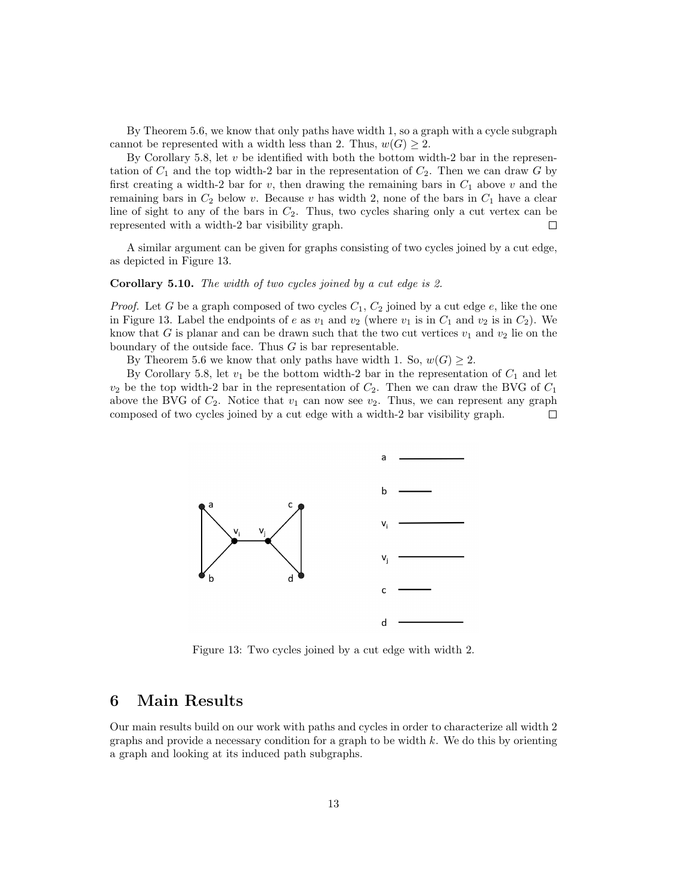By Theorem 5.6, we know that only paths have width 1, so a graph with a cycle subgraph cannot be represented with a width less than 2. Thus, $w(G) \geq 2$.

By Corollary 5.8, let $v$ be identified with both the bottom width-2 bar in the representation of $C_1$ and the top width-2 bar in the representation of $C_2$. Then we can draw $G$ by first creating a width-2 bar for $v$, then drawing the remaining bars in $C_1$ above $v$ and the remaining bars in $C_2$ below $v$. Because $v$ has width 2, none of the bars in $C_1$ have a clear line of sight to any of the bars in $C_2$. Thus, two cycles sharing only a cut vertex can be represented with a width-2 bar visibility graph. □

A similar argument can be given for graphs consisting of two cycles joined by a cut edge, as depicted in Figure 13.

**Corollary 5.10.** *The width of two cycles joined by a cut edge is 2.*

*Proof.* Let $G$ be a graph composed of two cycles $C_1$, $C_2$ joined by a cut edge $e$, like the one in Figure 13. Label the endpoints of $e$ as $v_1$ and $v_2$ (where $v_1$ is in $C_1$ and $v_2$ is in $C_2$). We know that $G$ is planar and can be drawn such that the two cut vertices $v_1$ and $v_2$ lie on the boundary of the outside face. Thus $G$ is bar representable.

By Theorem 5.6 we know that only paths have width 1. So, $w(G) \geq 2$.

By Corollary 5.8, let $v_1$ be the bottom width-2 bar in the representation of $C_1$ and let $v_2$ be the top width-2 bar in the representation of $C_2$. Then we can draw the BVG of $C_1$ above the BVG of $C_2$. Notice that $v_1$ can now see $v_2$. Thus, we can represent any graph composed of two cycles joined by a cut edge with a width-2 bar visibility graph. □

Figure 13: Two cycles joined by a cut edge with width 2.

## 6 Main Results

Our main results build on our work with paths and cycles in order to characterize all width 2 graphs and provide a necessary condition for a graph to be width $k$. We do this by orienting a graph and looking at its induced path subgraphs.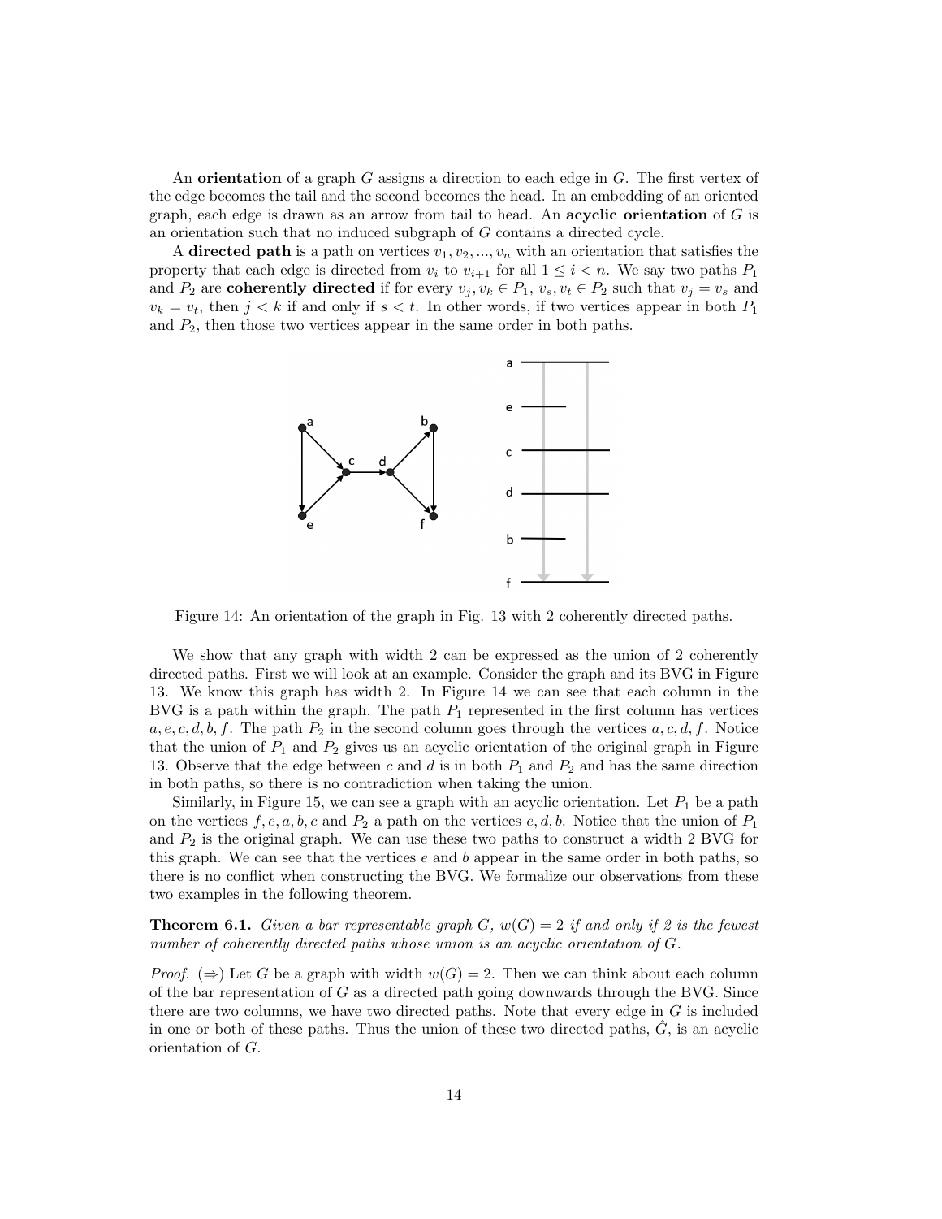An **orientation** of a graph $G$ assigns a direction to each edge in $G$. The first vertex of the edge becomes the tail and the second becomes the head. In an embedding of an oriented graph, each edge is drawn as an arrow from tail to head. An **acyclic orientation** of $G$ is an orientation such that no induced subgraph of $G$ contains a directed cycle.

A **directed path** is a path on vertices $v_1, v_2, ..., v_n$ with an orientation that satisfies the property that each edge is directed from $v_i$ to $v_{i+1}$ for all $1 \leq i < n$. We say two paths $P_1$ and $P_2$ are **coherently directed** if for every $v_j, v_k \in P_1$, $v_s, v_t \in P_2$ such that $v_j = v_s$ and $v_k = v_t$, then $j < k$ if and only if $s < t$. In other words, if two vertices appear in both $P_1$ and $P_2$, then those two vertices appear in the same order in both paths.

Figure 14: An orientation of the graph in Fig. 13 with 2 coherently directed paths.

We show that any graph with width 2 can be expressed as the union of 2 coherently directed paths. First we will look at an example. Consider the graph and its BVG in Figure 13. We know this graph has width 2. In Figure 14 we can see that each column in the BVG is a path within the graph. The path $P_1$ represented in the first column has vertices $a, e, c, d, b, f$. The path $P_2$ in the second column goes through the vertices $a, c, d, f$. Notice that the union of $P_1$ and $P_2$ gives us an acyclic orientation of the original graph in Figure 13. Observe that the edge between $c$ and $d$ is in both $P_1$ and $P_2$ and has the same direction in both paths, so there is no contradiction when taking the union.

Similarly, in Figure 15, we can see a graph with an acyclic orientation. Let $P_1$ be a path on the vertices $f, e, a, b, c$ and $P_2$ a path on the vertices $e, d, b$. Notice that the union of $P_1$ and $P_2$ is the original graph. We can use these two paths to construct a width 2 BVG for this graph. We can see that the vertices $e$ and $b$ appear in the same order in both paths, so there is no conflict when constructing the BVG. We formalize our observations from these two examples in the following theorem.

**Theorem 6.1.** *Given a bar representable graph $G$, $w(G) = 2$ if and only if 2 is the fewest number of coherently directed paths whose union is an acyclic orientation of $G$.*

*Proof.* ($\Rightarrow$) Let $G$ be a graph with width $w(G) = 2$. Then we can think about each column of the bar representation of $G$ as a directed path going downwards through the BVG. Since there are two columns, we have two directed paths. Note that every edge in $G$ is included in one or both of these paths. Thus the union of these two directed paths, $\hat{G}$, is an acyclic orientation of $G$.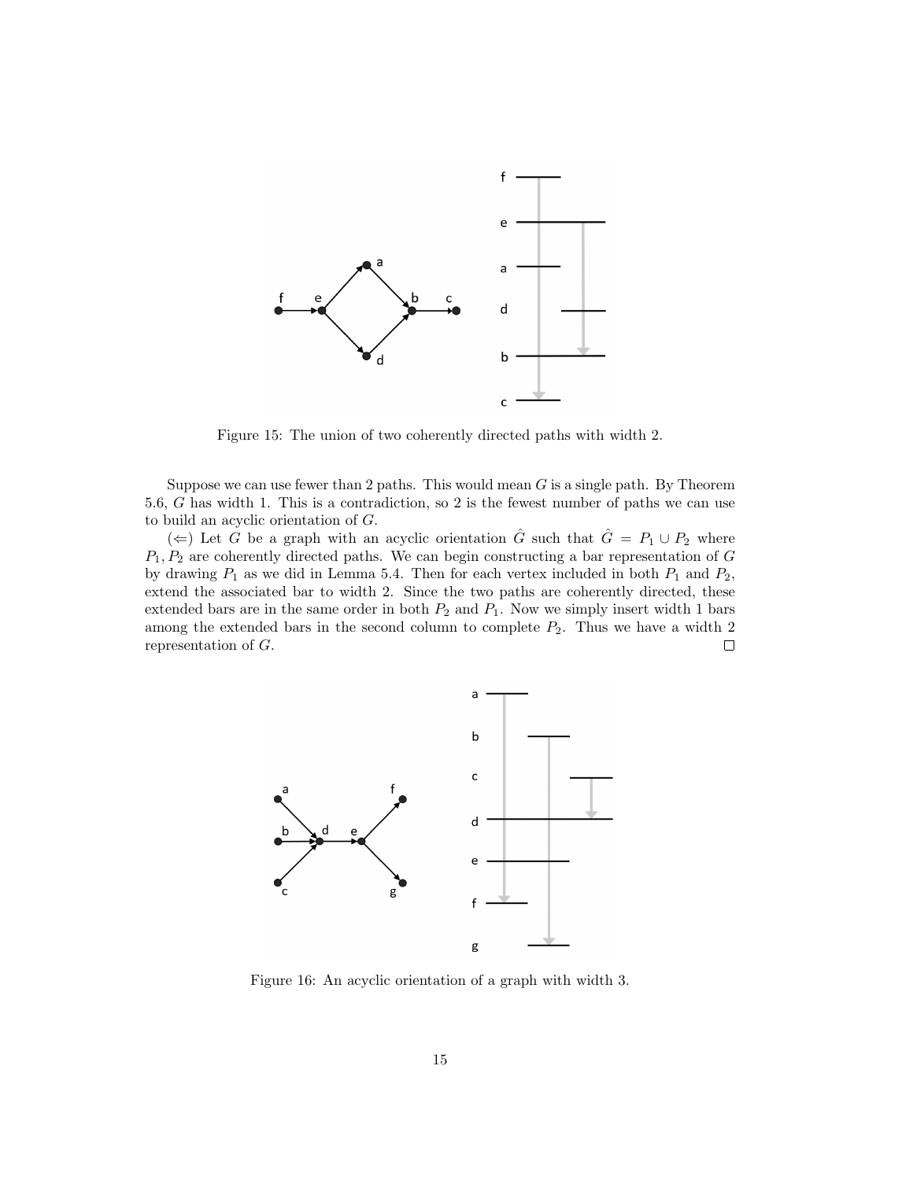Figure 15: The union of two coherently directed paths with width 2.

Suppose we can use fewer than 2 paths. This would mean $G$ is a single path. By Theorem 5.6, $G$ has width 1. This is a contradiction, so 2 is the fewest number of paths we can use to build an acyclic orientation of $G$.

($\Leftarrow$) Let $G$ be a graph with an acyclic orientation $\hat{G}$ such that $\hat{G} = P_1 \cup P_2$ where $P_1, P_2$ are coherently directed paths. We can begin constructing a bar representation of $G$ by drawing $P_1$ as we did in Lemma 5.4. Then for each vertex included in both $P_1$ and $P_2$, extend the associated bar to width 2. Since the two paths are coherently directed, these extended bars are in the same order in both $P_2$ and $P_1$. Now we simply insert width 1 bars among the extended bars in the second column to complete $P_2$. Thus we have a width 2 representation of $G$. $\square$

Figure 16: An acyclic orientation of a graph with width 3.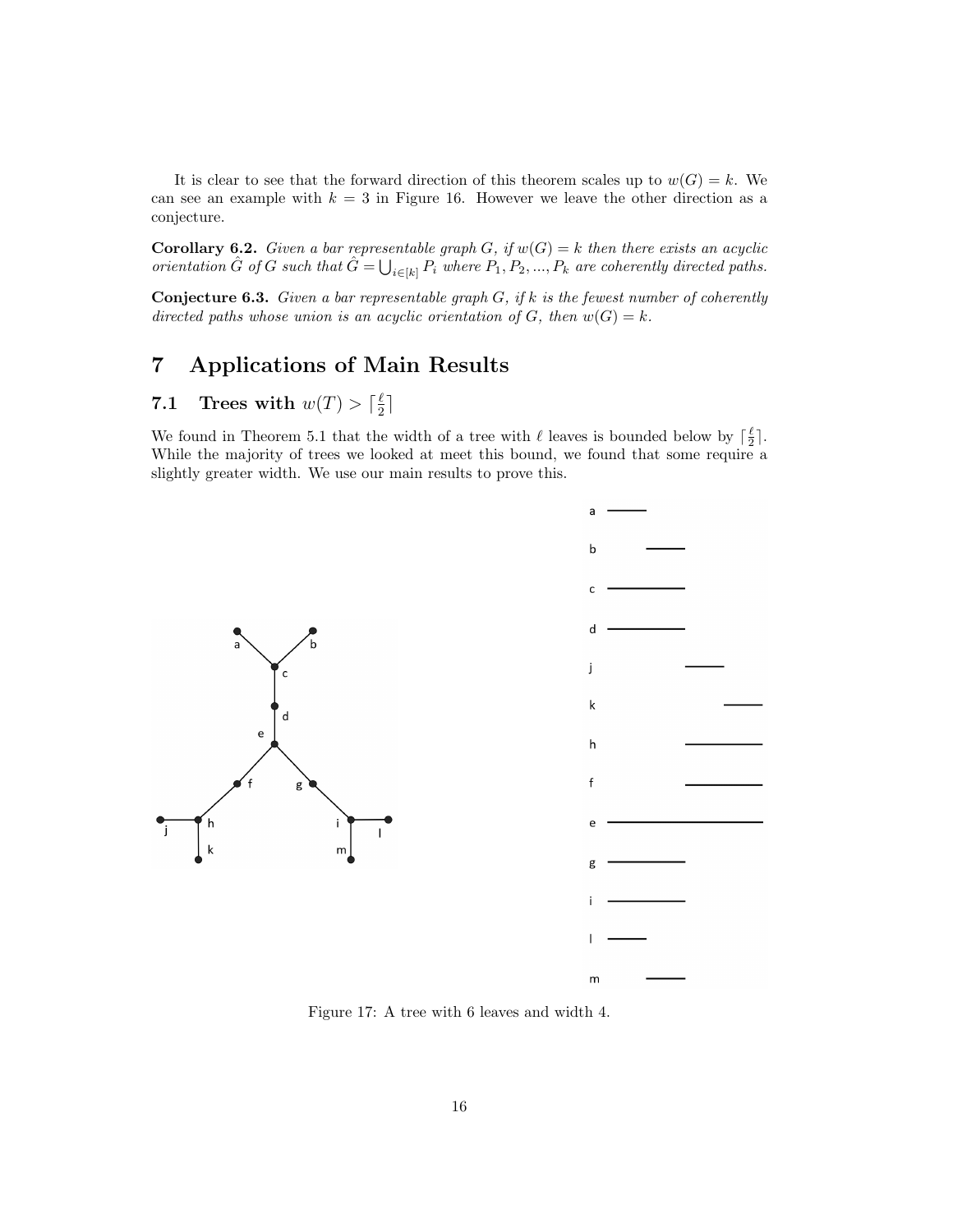It is clear to see that the forward direction of this theorem scales up to $w(G) = k$. We can see an example with $k = 3$ in Figure 16. However we leave the other direction as a conjecture.

**Corollary 6.2.** *Given a bar representable graph $G$, if $w(G) = k$ then there exists an acyclic orientation $\hat{G}$ of $G$ such that $\hat{G} = \bigcup_{i \in [k]} P_i$ where $P_1, P_2, ..., P_k$ are coherently directed paths.*

**Conjecture 6.3.** *Given a bar representable graph $G$, if $k$ is the fewest number of coherently directed paths whose union is an acyclic orientation of $G$, then $w(G) = k$.*

# 7 Applications of Main Results

## 7.1 Trees with $w(T) > \lceil \frac{\ell}{2} \rceil$

We found in Theorem 5.1 that the width of a tree with $\ell$ leaves is bounded below by $\lceil \frac{\ell}{2} \rceil$. While the majority of trees we looked at meet this bound, we found that some require a slightly greater width. We use our main results to prove this.

Figure 17: A tree with 6 leaves and width 4.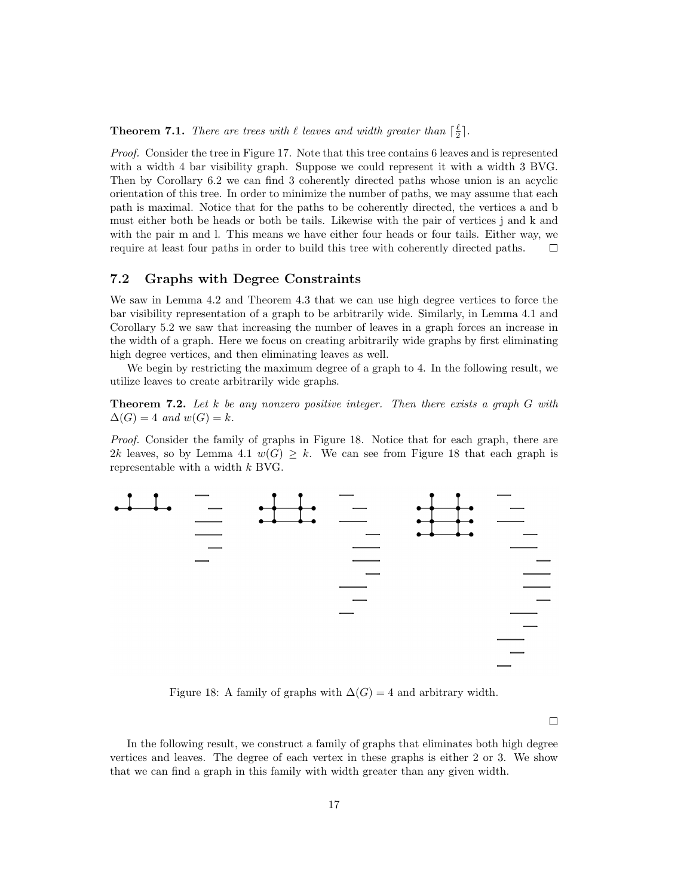**Theorem 7.1.** *There are trees with $\ell$ leaves and width greater than $\lceil \frac{\ell}{2} \rceil$.*

*Proof.* Consider the tree in Figure 17. Note that this tree contains 6 leaves and is represented with a width 4 bar visibility graph. Suppose we could represent it with a width 3 BVG. Then by Corollary 6.2 we can find 3 coherently directed paths whose union is an acyclic orientation of this tree. In order to minimize the number of paths, we may assume that each path is maximal. Notice that for the paths to be coherently directed, the vertices a and b must either both be heads or both be tails. Likewise with the pair of vertices j and k and with the pair m and l. This means we have either four heads or four tails. Either way, we require at least four paths in order to build this tree with coherently directed paths. □

## 7.2 Graphs with Degree Constraints

We saw in Lemma 4.2 and Theorem 4.3 that we can use high degree vertices to force the bar visibility representation of a graph to be arbitrarily wide. Similarly, in Lemma 4.1 and Corollary 5.2 we saw that increasing the number of leaves in a graph forces an increase in the width of a graph. Here we focus on creating arbitrarily wide graphs by first eliminating high degree vertices, and then eliminating leaves as well.

We begin by restricting the maximum degree of a graph to 4. In the following result, we utilize leaves to create arbitrarily wide graphs.

**Theorem 7.2.** *Let $k$ be any nonzero positive integer. Then there exists a graph $G$ with $\Delta(G) = 4$ and $w(G) = k$.*

*Proof.* Consider the family of graphs in Figure 18. Notice that for each graph, there are $2k$ leaves, so by Lemma 4.1 $w(G) \geq k$. We can see from Figure 18 that each graph is representable with a width $k$ BVG.

Figure 18: A family of graphs with $\Delta(G) = 4$ and arbitrary width.

□

In the following result, we construct a family of graphs that eliminates both high degree vertices and leaves. The degree of each vertex in these graphs is either 2 or 3. We show that we can find a graph in this family with width greater than any given width.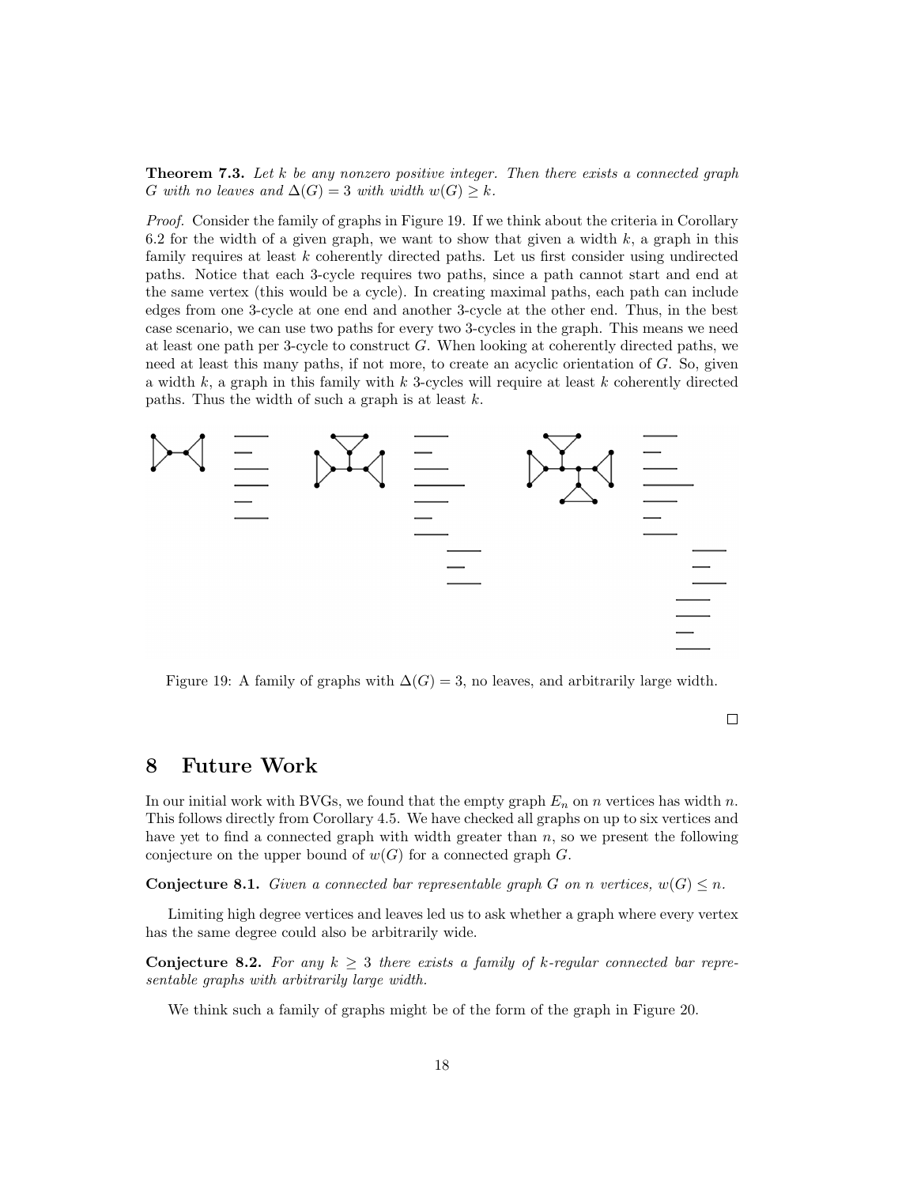**Theorem 7.3.** *Let $k$ be any nonzero positive integer. Then there exists a connected graph $G$ with no leaves and $\Delta(G) = 3$ with width $w(G) \geq k$.*

*Proof.* Consider the family of graphs in Figure 19. If we think about the criteria in Corollary 6.2 for the width of a given graph, we want to show that given a width $k$, a graph in this family requires at least $k$ coherently directed paths. Let us first consider using undirected paths. Notice that each 3-cycle requires two paths, since a path cannot start and end at the same vertex (this would be a cycle). In creating maximal paths, each path can include edges from one 3-cycle at one end and another 3-cycle at the other end. Thus, in the best case scenario, we can use two paths for every two 3-cycles in the graph. This means we need at least one path per 3-cycle to construct $G$. When looking at coherently directed paths, we need at least this many paths, if not more, to create an acyclic orientation of $G$. So, given a width $k$, a graph in this family with $k$ 3-cycles will require at least $k$ coherently directed paths. Thus the width of such a graph is at least $k$.

Figure 19: A family of graphs with $\Delta(G) = 3$, no leaves, and arbitrarily large width.

□

# 8 Future Work

In our initial work with BVGs, we found that the empty graph $E_n$ on $n$ vertices has width $n$. This follows directly from Corollary 4.5. We have checked all graphs on up to six vertices and have yet to find a connected graph with width greater than $n$, so we present the following conjecture on the upper bound of $w(G)$ for a connected graph $G$.

**Conjecture 8.1.** *Given a connected bar representable graph $G$ on $n$ vertices, $w(G) \leq n$.*

Limiting high degree vertices and leaves led us to ask whether a graph where every vertex has the same degree could also be arbitrarily wide.

**Conjecture 8.2.** *For any $k \geq 3$ there exists a family of $k$-regular connected bar representable graphs with arbitrarily large width.*

We think such a family of graphs might be of the form of the graph in Figure 20.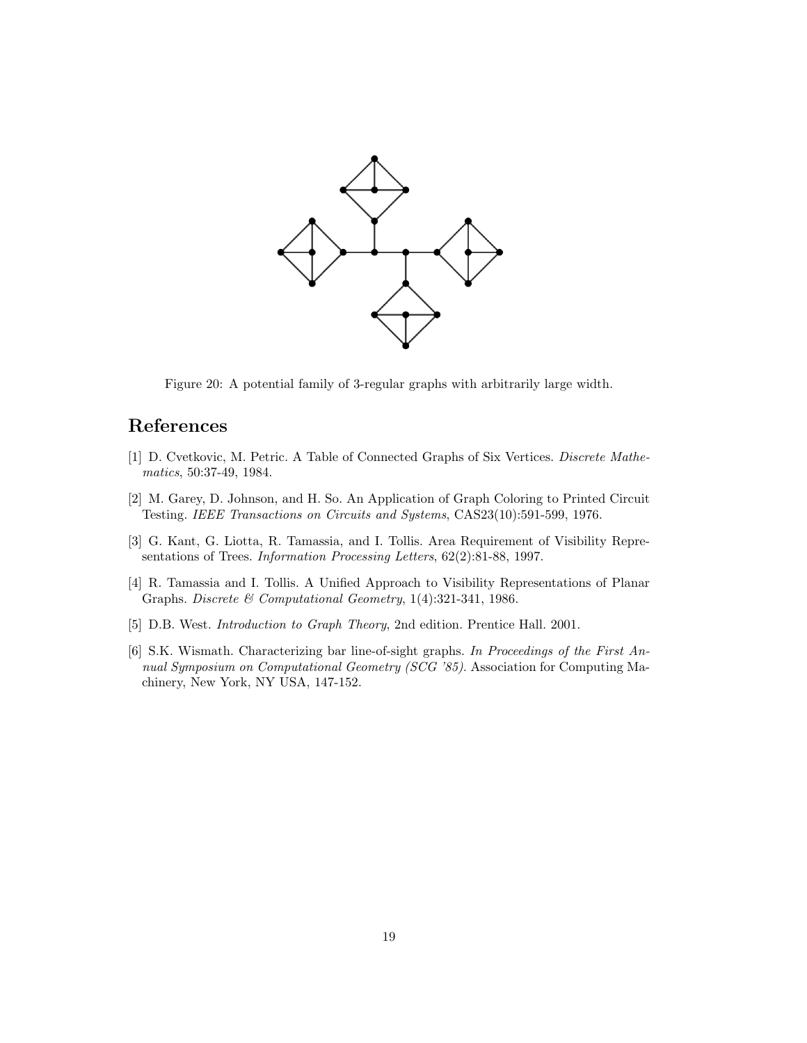Figure 20: A potential family of 3-regular graphs with arbitrarily large width.

# References

[1] D. Cvetkovic, M. Petric. A Table of Connected Graphs of Six Vertices. *Discrete Mathematics*, 50:37-49, 1984.

[2] M. Garey, D. Johnson, and H. So. An Application of Graph Coloring to Printed Circuit Testing. *IEEE Transactions on Circuits and Systems*, CAS23(10):591-599, 1976.

[3] G. Kant, G. Liotta, R. Tamassia, and I. Tollis. Area Requirement of Visibility Representations of Trees. *Information Processing Letters*, 62(2):81-88, 1997.

[4] R. Tamassia and I. Tollis. A Unified Approach to Visibility Representations of Planar Graphs. *Discrete & Computational Geometry*, 1(4):321-341, 1986.

[5] D.B. West. *Introduction to Graph Theory*, 2nd edition. Prentice Hall. 2001.

[6] S.K. Wismath. Characterizing bar line-of-sight graphs. *In Proceedings of the First Annual Symposium on Computational Geometry (SCG '85)*. Association for Computing Machinery, New York, NY USA, 147-152.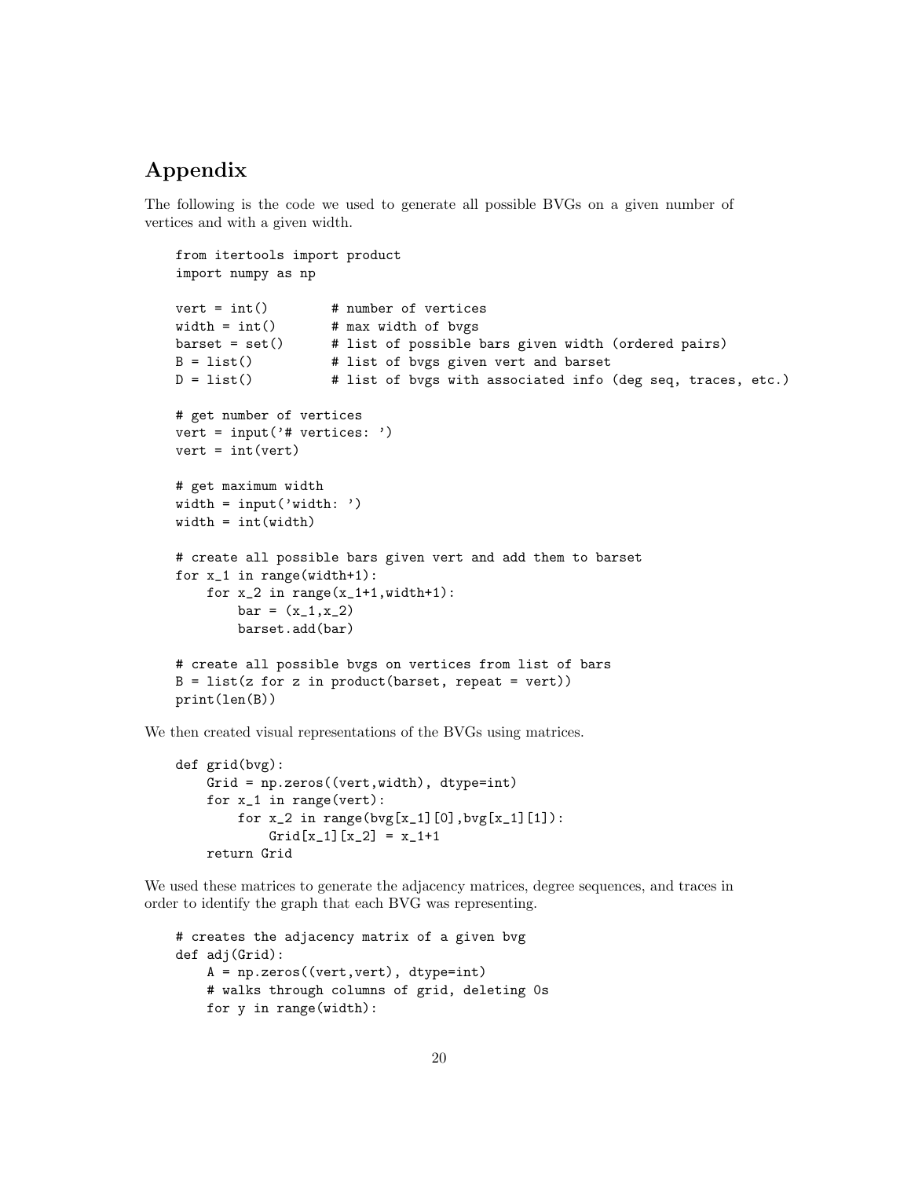## Appendix

The following is the code we used to generate all possible BVGs on a given number of vertices and with a given width.

```
from itertools import product
import numpy as np

vert = int()        # number of vertices
width = int()       # max width of bvgs
barset = set()      # list of possible bars given width (ordered pairs)
B = list()          # list of bvgs given vert and barset
D = list()          # list of bvgs with associated info (deg seq, traces, etc.)

# get number of vertices
vert = input('# vertices: ')
vert = int(vert)

# get maximum width
width = input('width: ')
width = int(width)

# create all possible bars given vert and add them to barset
for x_1 in range(width+1):
    for x_2 in range(x_1+1,width+1):
        bar = (x_1,x_2)
        barset.add(bar)

# create all possible bvgs on vertices from list of bars
B = list(z for z in product(barset, repeat = vert))
print(len(B))
```

We then created visual representations of the BVGs using matrices.

```
def grid(bvg):
    Grid = np.zeros((vert,width), dtype=int)
    for x_1 in range(vert):
        for x_2 in range(bvg[x_1][0],bvg[x_1][1]):
            Grid[x_1][x_2] = x_1+1
    return Grid
```

We used these matrices to generate the adjacency matrices, degree sequences, and traces in order to identify the graph that each BVG was representing.

```
# creates the adjacency matrix of a given bvg
def adj(Grid):
    A = np.zeros((vert,vert), dtype=int)
    # walks through columns of grid, deleting 0s
    for y in range(width):
```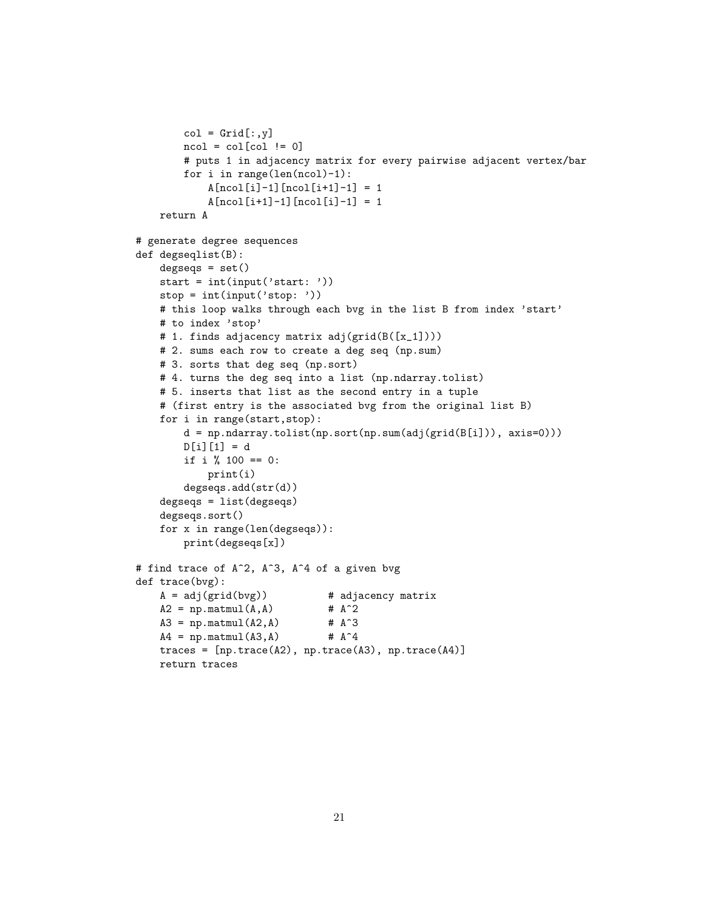```
        col = Grid[:,y]
        ncol = col[col != 0]
        # puts 1 in adjacency matrix for every pairwise adjacent vertex/bar
        for i in range(len(ncol)-1):
            A[ncol[i]-1][ncol[i+1]-1] = 1
            A[ncol[i+1]-1][ncol[i]-1] = 1
    return A

# generate degree sequences
def degseqlist(B):
    degseqs = set()
    start = int(input('start: '))
    stop = int(input('stop: '))
    # this loop walks through each bvg in the list B from index 'start'
    # to index 'stop'
    # 1. finds adjacency matrix adj(grid(B([x_1])))
    # 2. sums each row to create a deg seq (np.sum)
    # 3. sorts that deg seq (np.sort)
    # 4. turns the deg seq into a list (np.ndarray.tolist)
    # 5. inserts that list as the second entry in a tuple
    # (first entry is the associated bvg from the original list B)
    for i in range(start,stop):
        d = np.ndarray.tolist(np.sort(np.sum(adj(grid(B[i])), axis=0)))
        D[i][1] = d
        if i % 100 == 0:
            print(i)
        degseqs.add(str(d))
    degseqs = list(degseqs)
    degseqs.sort()
    for x in range(len(degseqs)):
        print(degseqs[x])

# find trace of A^2, A^3, A^4 of a given bvg
def trace(bvg):
    A = adj(grid(bvg))          # adjacency matrix
    A2 = np.matmul(A,A)         # A^2
    A3 = np.matmul(A2,A)        # A^3
    A4 = np.matmul(A3,A)        # A^4
    traces = [np.trace(A2), np.trace(A3), np.trace(A4)]
    return traces
```